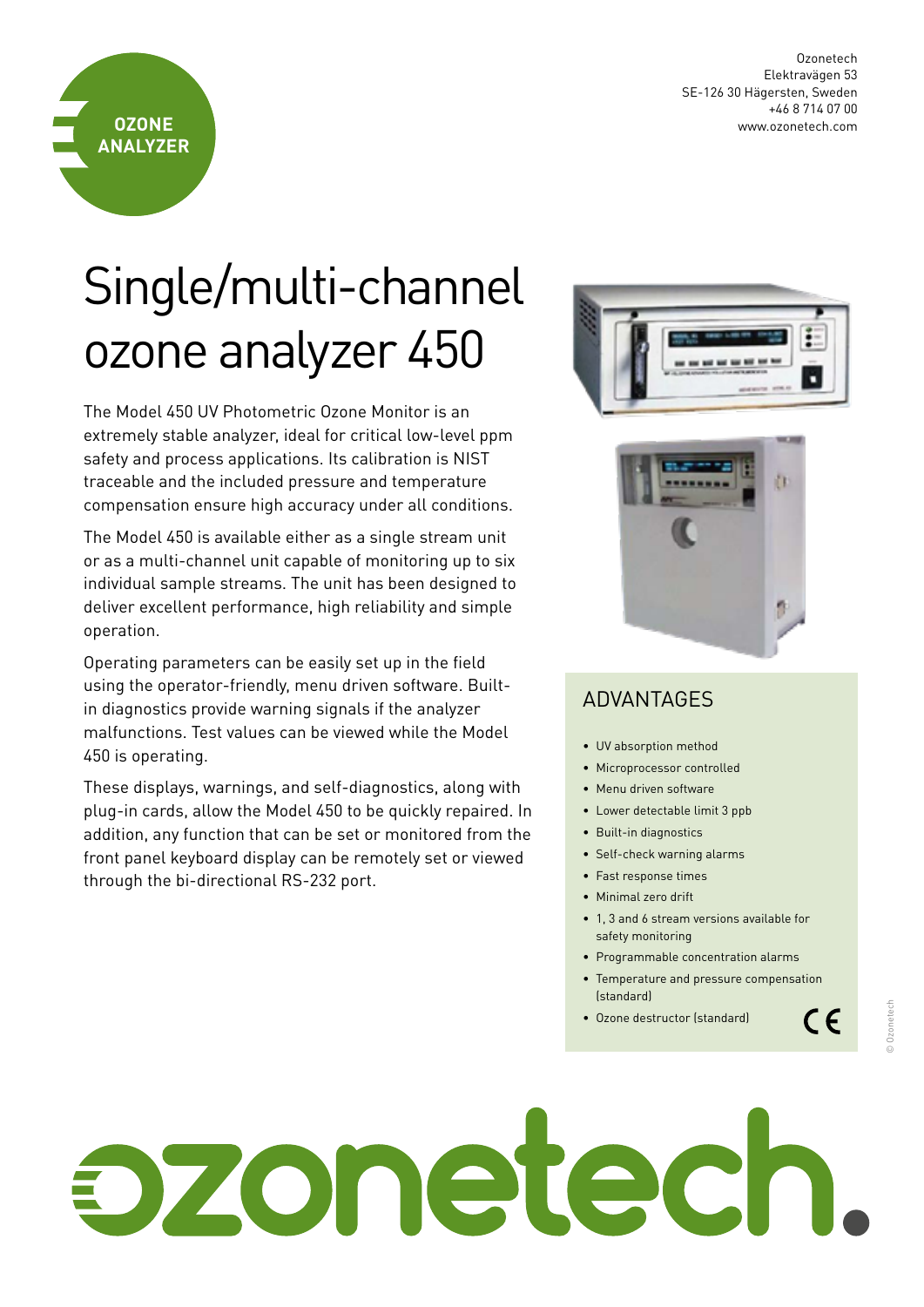OZONE ANALYZER

Ozonetech
Elektravägen 53
SE-126 30 Hägersten, Sweden
+46 8 714 07 00
www.ozonetech.com

# Single/multi-channel ozone analyzer 450

The Model 450 UV Photometric Ozone Monitor is an extremely stable analyzer, ideal for critical low-level ppm safety and process applications. Its calibration is NIST traceable and the included pressure and temperature compensation ensure high accuracy under all conditions.

The Model 450 is available either as a single stream unit or as a multi-channel unit capable of monitoring up to six individual sample streams. The unit has been designed to deliver excellent performance, high reliability and simple operation.

Operating parameters can be easily set up in the field using the operator-friendly, menu driven software. Built-in diagnostics provide warning signals if the analyzer malfunctions. Test values can be viewed while the Model 450 is operating.

These displays, warnings, and self-diagnostics, along with plug-in cards, allow the Model 450 to be quickly repaired. In addition, any function that can be set or monitored from the front panel keyboard display can be remotely set or viewed through the bi-directional RS-232 port.

## ADVANTAGES

- UV absorption method
- Microprocessor controlled
- Menu driven software
- Lower detectable limit 3 ppb
- Built-in diagnostics
- Self-check warning alarms
- Fast response times
- Minimal zero drift
- 1, 3 and 6 stream versions available for safety monitoring
- Programmable concentration alarms
- Temperature and pressure compensation (standard)
- Ozone destructor (standard)

CE

© Ozonetech

ozonetech.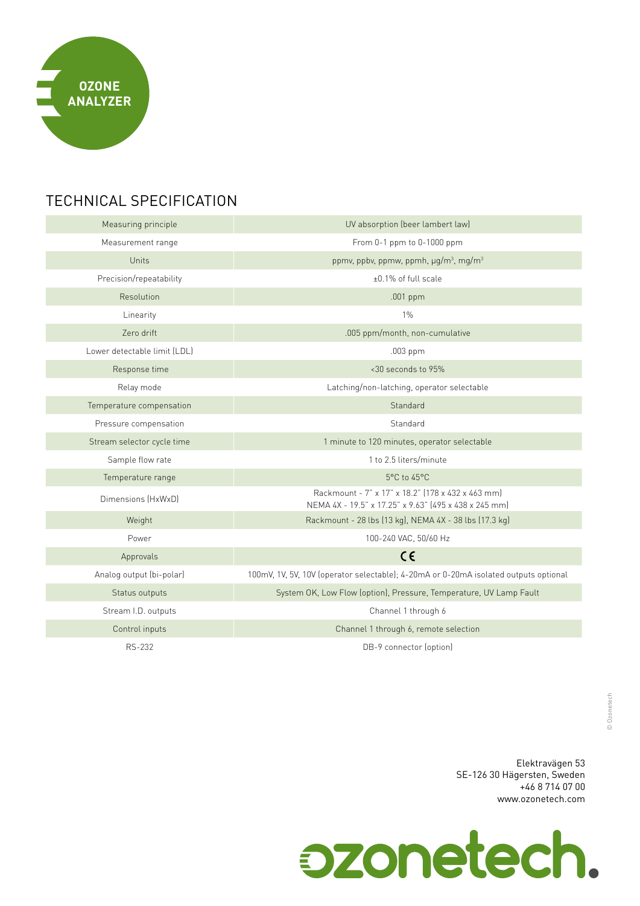**OZONE ANALYZER**

## TECHNICAL SPECIFICATION

| | |
|---|---|
| Measuring principle | UV absorption (beer lambert law) |
| Measurement range | From 0-1 ppm to 0-1000 ppm |
| Units | ppmv, ppbv, ppmw, ppmh, µg/m³, mg/m³ |
| Precision/repeatability | ±0.1% of full scale |
| Resolution | .001 ppm |
| Linearity | 1% |
| Zero drift | .005 ppm/month, non-cumulative |
| Lower detectable limit (LDL) | .003 ppm |
| Response time | <30 seconds to 95% |
| Relay mode | Latching/non-latching, operator selectable |
| Temperature compensation | Standard |
| Pressure compensation | Standard |
| Stream selector cycle time | 1 minute to 120 minutes, operator selectable |
| Sample flow rate | 1 to 2.5 liters/minute |
| Temperature range | 5°C to 45°C |
| Dimensions (HxWxD) | Rackmount - 7" x 17" x 18.2" (178 x 432 x 463 mm)<br>NEMA 4X - 19.5" x 17.25" x 9.63" (495 x 438 x 245 mm) |
| Weight | Rackmount - 28 lbs (13 kg), NEMA 4X - 38 lbs (17.3 kg) |
| Power | 100-240 VAC, 50/60 Hz |
| Approvals | CE |
| Analog output (bi-polar) | 100mV, 1V, 5V, 10V (operator selectable); 4-20mA or 0-20mA isolated outputs optional |
| Status outputs | System OK, Low Flow (option), Pressure, Temperature, UV Lamp Fault |
| Stream I.D. outputs | Channel 1 through 6 |
| Control inputs | Channel 1 through 6, remote selection |
| RS-232 | DB-9 connector (option) |

© Ozonetech

Elektravägen 53
SE-126 30 Hägersten, Sweden
+46 8 714 07 00
www.ozonetech.com

ozonetech.